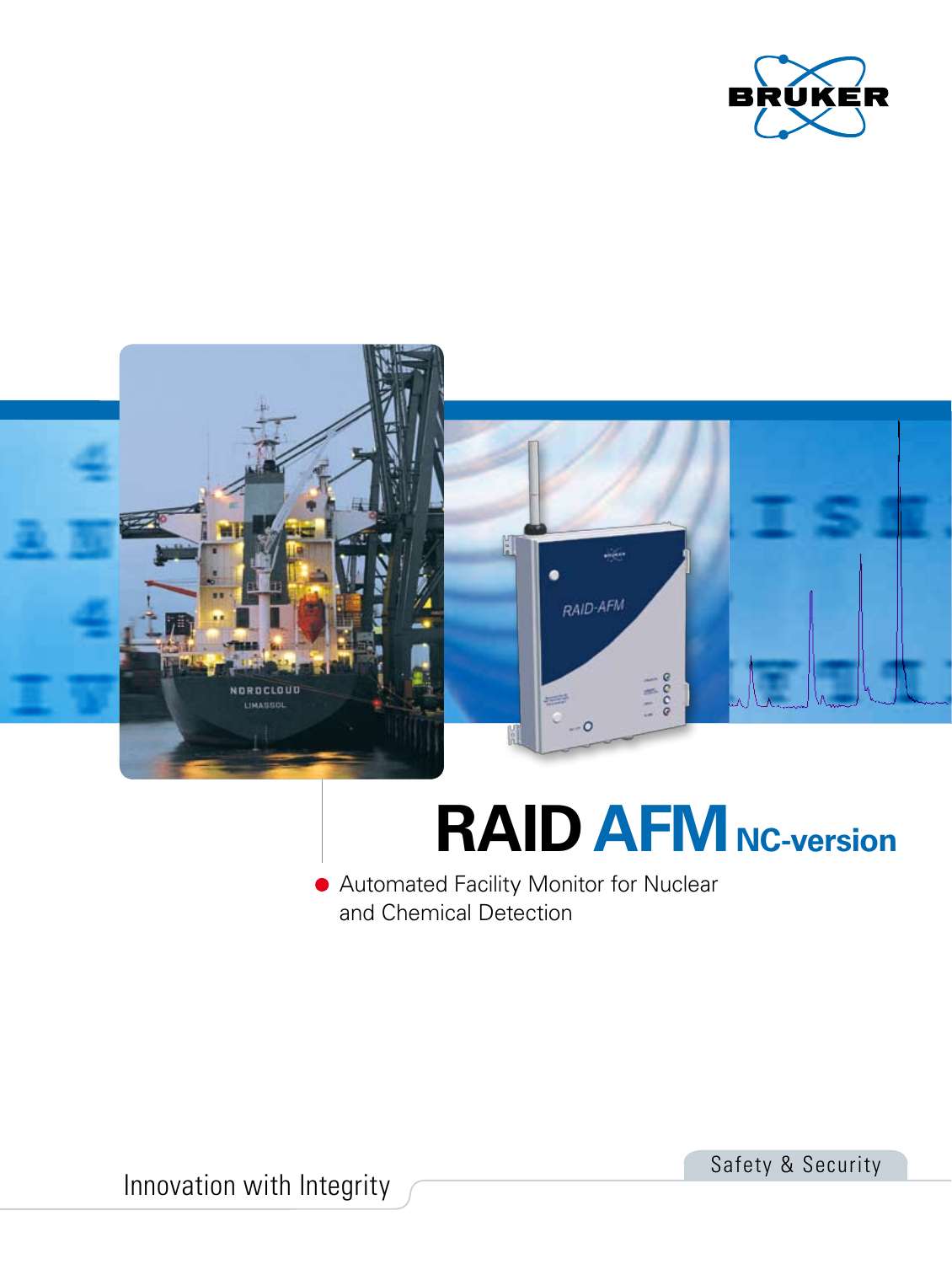BRUKER

# RAID AFM NC-version

- Automated Facility Monitor for Nuclear and Chemical Detection

Innovation with Integrity

Safety & Security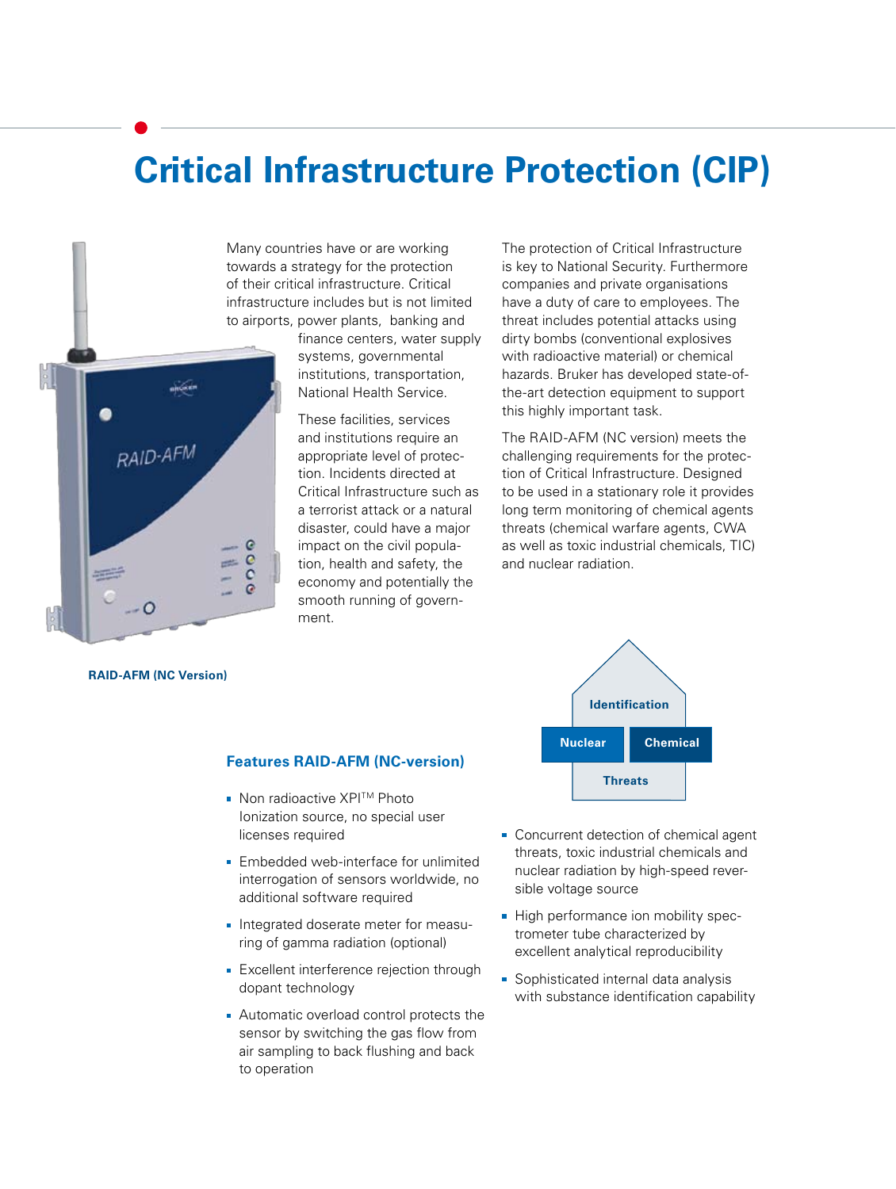# Critical Infrastructure Protection (CIP)

Many countries have or are working towards a strategy for the protection of their critical infrastructure. Critical infrastructure includes but is not limited to airports, power plants, banking and finance centers, water supply systems, governmental institutions, transportation, National Health Service.

These facilities, services and institutions require an appropriate level of protection. Incidents directed at Critical Infrastructure such as a terrorist attack or a natural disaster, could have a major impact on the civil population, health and safety, the economy and potentially the smooth running of government.

The protection of Critical Infrastructure is key to National Security. Furthermore companies and private organisations have a duty of care to employees. The threat includes potential attacks using dirty bombs (conventional explosives with radioactive material) or chemical hazards. Bruker has developed state-of-the-art detection equipment to support this highly important task.

The RAID-AFM (NC version) meets the challenging requirements for the protection of Critical Infrastructure. Designed to be used in a stationary role it provides long term monitoring of chemical agents threats (chemical warfare agents, CWA as well as toxic industrial chemicals, TIC) and nuclear radiation.

**RAID-AFM (NC Version)**

Identification

Nuclear | Chemical

Threats

## Features RAID-AFM (NC-version)

- Non radioactive XPI™ Photo Ionization source, no special user licenses required
- Embedded web-interface for unlimited interrogation of sensors worldwide, no additional software required
- Integrated doserate meter for measuring of gamma radiation (optional)
- Excellent interference rejection through dopant technology
- Automatic overload control protects the sensor by switching the gas flow from air sampling to back flushing and back to operation
- Concurrent detection of chemical agent threats, toxic industrial chemicals and nuclear radiation by high-speed reversible voltage source
- High performance ion mobility spectrometer tube characterized by excellent analytical reproducibility
- Sophisticated internal data analysis with substance identification capability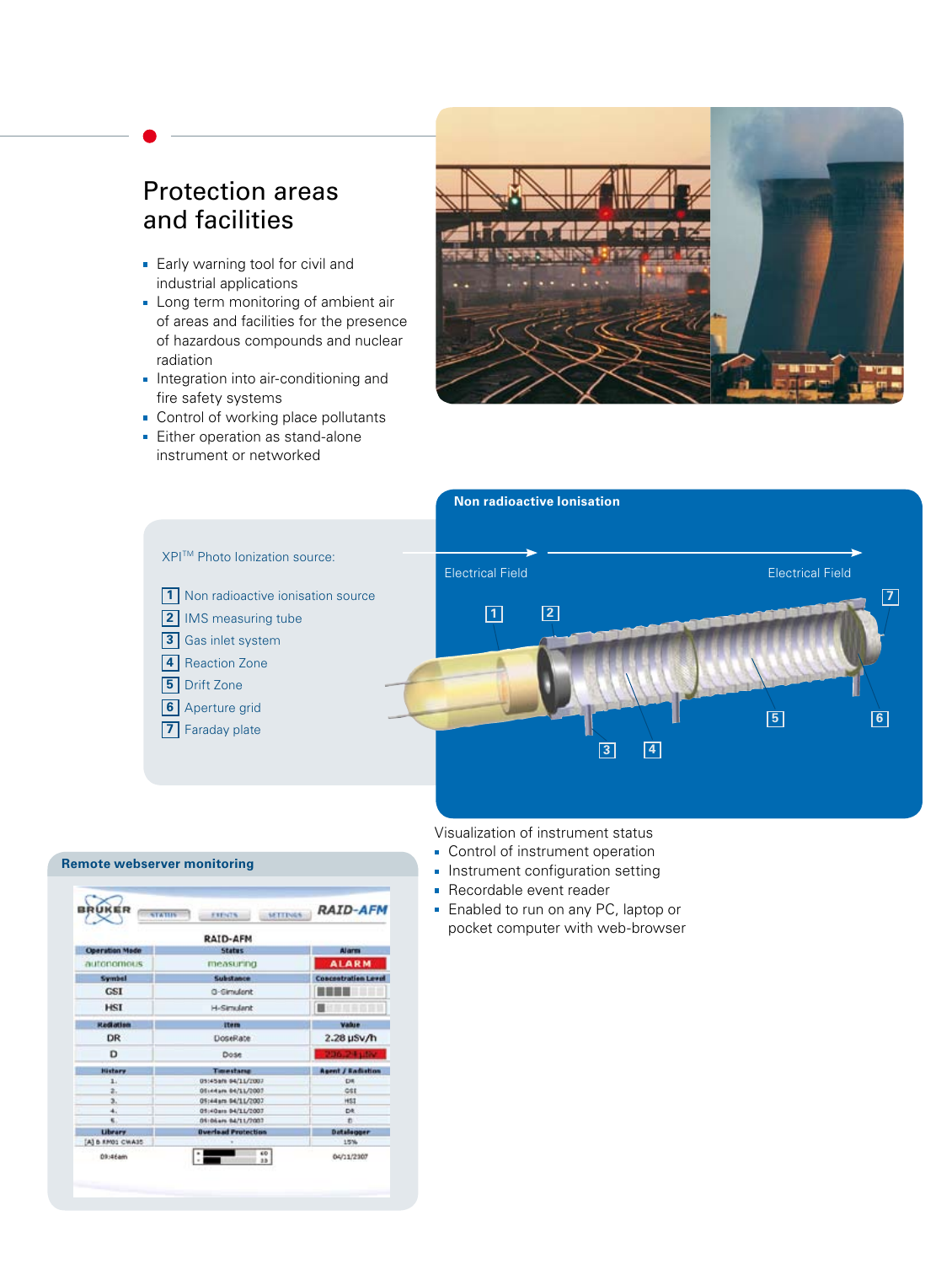## Protection areas and facilities

- Early warning tool for civil and industrial applications
- Long term monitoring of ambient air of areas and facilities for the presence of hazardous compounds and nuclear radiation
- Integration into air-conditioning and fire safety systems
- Control of working place pollutants
- Either operation as stand-alone instrument or networked

**Non radioactive Ionisation**

XPI™ Photo Ionization source:

1. Non radioactive ionisation source
2. IMS measuring tube
3. Gas inlet system
4. Reaction Zone
5. Drift Zone
6. Aperture grid
7. Faraday plate

Electrical Field

Electrical Field

**Remote webserver monitoring**

Visualization of instrument status

- Control of instrument operation
- Instrument configuration setting
- Recordable event reader
- Enabled to run on any PC, laptop or pocket computer with web-browser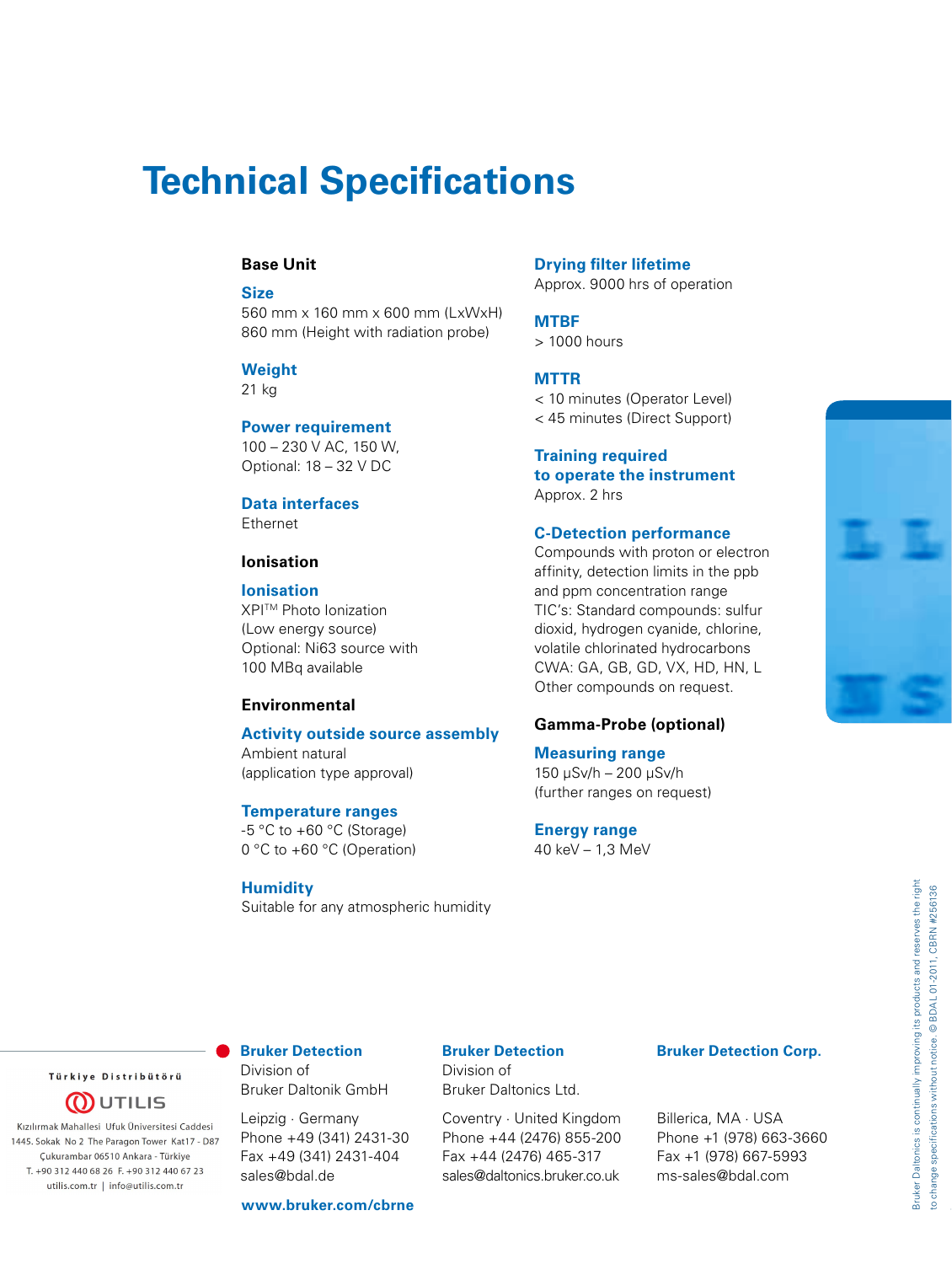# Technical Specifications

### Base Unit

**Size**
560 mm x 160 mm x 600 mm (LxWxH)
860 mm (Height with radiation probe)

**Weight**
21 kg

**Power requirement**
100 – 230 V AC, 150 W,
Optional: 18 – 32 V DC

**Data interfaces**
Ethernet

### Ionisation

**Ionisation**
XPI™ Photo Ionization
(Low energy source)
Optional: Ni63 source with
100 MBq available

### Environmental

**Activity outside source assembly**
Ambient natural
(application type approval)

**Temperature ranges**
-5 °C to +60 °C (Storage)
0 °C to +60 °C (Operation)

**Humidity**
Suitable for any atmospheric humidity

**Drying filter lifetime**
Approx. 9000 hrs of operation

**MTBF**
> 1000 hours

**MTTR**
< 10 minutes (Operator Level)
< 45 minutes (Direct Support)

**Training required to operate the instrument**
Approx. 2 hrs

**C-Detection performance**
Compounds with proton or electron affinity, detection limits in the ppb and ppm concentration range
TIC's: Standard compounds: sulfur dioxid, hydrogen cyanide, chlorine, volatile chlorinated hydrocarbons
CWA: GA, GB, GD, VX, HD, HN, L
Other compounds on request.

### Gamma-Probe (optional)

**Measuring range**
150 µSv/h – 200 µSv/h
(further ranges on request)

**Energy range**
40 keV – 1,3 MeV

Türkiye Distribütörü
UTILIS
Kızılırmak Mahallesi Ufuk Üniversitesi Caddesi
1445. Sokak No 2 The Paragon Tower Kat17 - D87
Çukurambar 06510 Ankara - Türkiye
T. +90 312 440 68 26 F. +90 312 440 67 23
utilis.com.tr | info@utilis.com.tr

**Bruker Detection**
Division of
Bruker Daltonik GmbH

Leipzig · Germany
Phone +49 (341) 2431-30
Fax +49 (341) 2431-404
sales@bdal.de

**Bruker Detection**
Division of
Bruker Daltonics Ltd.

Coventry · United Kingdom
Phone +44 (2476) 855-200
Fax +44 (2476) 465-317
sales@daltonics.bruker.co.uk

**Bruker Detection Corp.**

Billerica, MA · USA
Phone +1 (978) 663-3660
Fax +1 (978) 667-5993
ms-sales@bdal.com

**www.bruker.com/cbrne**

Bruker Daltonics is continually improving its products and reserves the right to change specifications without notice. © BDAL 01-2011, CBRN #256136